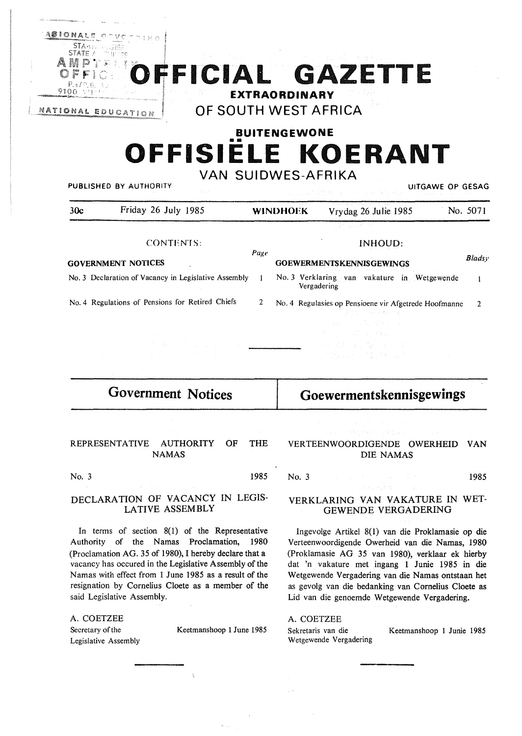# OFFICIAL GAZETTE

**EXTRAORDINARY**

## OF SOUTH WEST AFRICA

**BUITENGEWONE**

# OFFISIËLE KOERANT

## VAN SUIDWES-AFRIKA

PUBLISHED BY AUTHORITY — UITGAWE OP GESAG

30c — Friday 26 July 1985 — WINDHOEK — Vrydag 26 Julie 1985 — No. 5071

CONTENTS:

| GOVERNMENT NOTICES | Page |
|---|---|
| No. 3 Declaration of Vacancy in Legislative Assembly | 1 |
| No. 4 Regulations of Pensions for Retired Chiefs | 2 |

INHOUD:

| GOEWERMENTSKENNISGEWINGS | Bladsy |
|---|---|
| No. 3 Verklaring van vakature in Wetgewende Vergadering | 1 |
| No. 4 Regulasies op Pensioene vir Afgetrede Hoofmanne | 2 |

## Government Notices

REPRESENTATIVE AUTHORITY OF THE NAMAS

No. 3 — 1985

### DECLARATION OF VACANCY IN LEGISLATIVE ASSEMBLY

In terms of section 8(1) of the Representative Authority of the Namas Proclamation, 1980 (Proclamation AG. 35 of 1980), I hereby declare that a vacancy has occured in the Legislative Assembly of the Namas with effect from 1 June 1985 as a result of the resignation by Cornelius Cloete as a member of the said Legislative Assembly.

A. COETZEE
Secretary of the Legislative Assembly

Keetmanshoop 1 June 1985

## Goewermentskennisgewings

VERTEENWOORDIGENDE OWERHEID VAN DIE NAMAS

No. 3 — 1985

### VERKLARING VAN VAKATURE IN WETGEWENDE VERGADERING

Ingevolge Artikel 8(1) van die Proklamasie op die Verteenwoordigende Owerheid van die Namas, 1980 (Proklamasie AG 35 van 1980), verklaar ek hierby dat 'n vakature met ingang 1 Junie 1985 in die Wetgewende Vergadering van die Namas ontstaan het as gevolg van die bedanking van Cornelius Cloete as Lid van die genoemde Wetgewende Vergadering.

A. COETZEE
Sekretaris van die Wetgewende Vergadering

Keetmanshoop 1 Junie 1985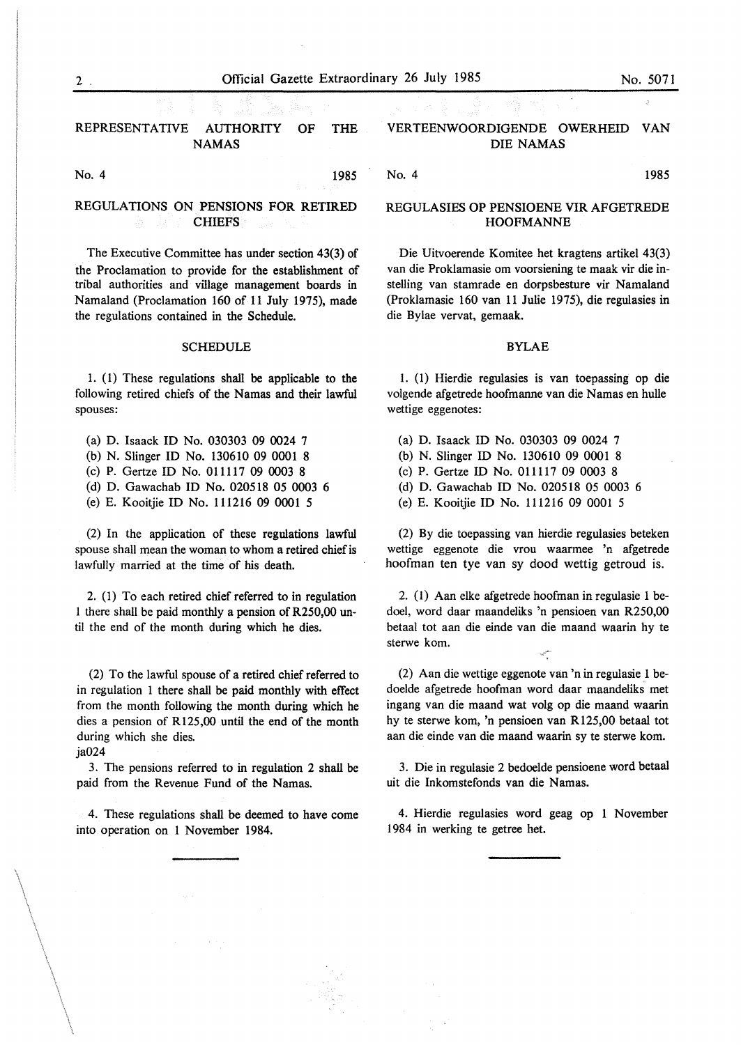## REPRESENTATIVE AUTHORITY OF THE NAMAS

No. 4 1985

### REGULATIONS ON PENSIONS FOR RETIRED CHIEFS

The Executive Committee has under section 43(3) of the Proclamation to provide for the establishment of tribal authorities and village management boards in Namaland (Proclamation 160 of 11 July 1975), made the regulations contained in the Schedule.

#### SCHEDULE

1. (1) These regulations shall be applicable to the following retired chiefs of the Namas and their lawful spouses:

(a) D. Isaack ID No. 030303 09 0024 7
(b) N. Slinger ID No. 130610 09 0001 8
(c) P. Gertze ID No. 011117 09 0003 8
(d) D. Gawachab ID No. 020518 05 0003 6
(e) E. Kooitjie ID No. 111216 09 0001 5

(2) In the application of these regulations lawful spouse shall mean the woman to whom a retired chief is lawfully married at the time of his death.

2. (1) To each retired chief referred to in regulation 1 there shall be paid monthly a pension of R250,00 until the end of the month during which he dies.

(2) To the lawful spouse of a retired chief referred to in regulation 1 there shall be paid monthly with effect from the month following the month during which he dies a pension of R125,00 until the end of the month during which she dies.

ja024

3. The pensions referred to in regulation 2 shall be paid from the Revenue Fund of the Namas.

4. These regulations shall be deemed to have come into operation on 1 November 1984.

---

## VERTEENWOORDIGENDE OWERHEID VAN DIE NAMAS

No. 4 1985

### REGULASIES OP PENSIOENE VIR AFGETREDE HOOFMANNE

Die Uitvoerende Komitee het kragtens artikel 43(3) van die Proklamasie om voorsiening te maak vir die instelling van stamrade en dorpsbesture vir Namaland (Proklamasie 160 van 11 Julie 1975), die regulasies in die Bylae vervat, gemaak.

#### BYLAE

1. (1) Hierdie regulasies is van toepassing op die volgende afgetrede hoofmanne van die Namas en hulle wettige eggenotes:

(a) D. Isaack ID No. 030303 09 0024 7
(b) N. Slinger ID No. 130610 09 0001 8
(c) P. Gertze ID No. 011117 09 0003 8
(d) D. Gawachab ID No. 020518 05 0003 6
(e) E. Kooitjie ID No. 111216 09 0001 5

(2) By die toepassing van hierdie regulasies beteken wettige eggenote die vrou waarmee 'n afgetrede hoofman ten tye van sy dood wettig getroud is.

2. (1) Aan elke afgetrede hoofman in regulasie 1 bedoel, word daar maandeliks 'n pensioen van R250,00 betaal tot aan die einde van die maand waarin hy te sterwe kom.

(2) Aan die wettige eggenote van 'n in regulasie 1 bedoelde afgetrede hoofman word daar maandeliks met ingang van die maand wat volg op die maand waarin hy te sterwe kom, 'n pensioen van R125,00 betaal tot aan die einde van die maand waarin sy te sterwe kom.

3. Die in regulasie 2 bedoelde pensioene word betaal uit die Inkomstefonds van die Namas.

4. Hierdie regulasies word geag op 1 November 1984 in werking te getree het.